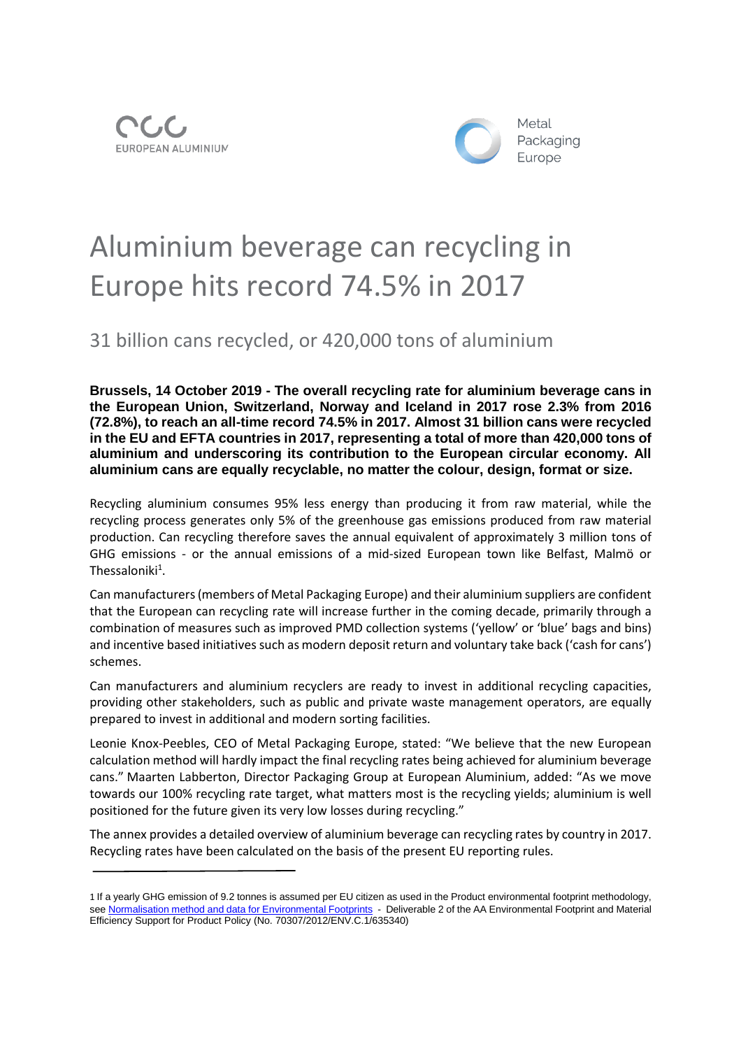EUROPEAN ALUMINIUM

Metal Packaging Europe

# Aluminium beverage can recycling in Europe hits record 74.5% in 2017

## 31 billion cans recycled, or 420,000 tons of aluminium

**Brussels, 14 October 2019 - The overall recycling rate for aluminium beverage cans in the European Union, Switzerland, Norway and Iceland in 2017 rose 2.3% from 2016 (72.8%), to reach an all-time record 74.5% in 2017. Almost 31 billion cans were recycled in the EU and EFTA countries in 2017, representing a total of more than 420,000 tons of aluminium and underscoring its contribution to the European circular economy. All aluminium cans are equally recyclable, no matter the colour, design, format or size.**

Recycling aluminium consumes 95% less energy than producing it from raw material, while the recycling process generates only 5% of the greenhouse gas emissions produced from raw material production. Can recycling therefore saves the annual equivalent of approximately 3 million tons of GHG emissions - or the annual emissions of a mid-sized European town like Belfast, Malmö or Thessaloniki[1].

Can manufacturers (members of Metal Packaging Europe) and their aluminium suppliers are confident that the European can recycling rate will increase further in the coming decade, primarily through a combination of measures such as improved PMD collection systems ('yellow' or 'blue' bags and bins) and incentive based initiatives such as modern deposit return and voluntary take back ('cash for cans') schemes.

Can manufacturers and aluminium recyclers are ready to invest in additional recycling capacities, providing other stakeholders, such as public and private waste management operators, are equally prepared to invest in additional and modern sorting facilities.

Leonie Knox-Peebles, CEO of Metal Packaging Europe, stated: "We believe that the new European calculation method will hardly impact the final recycling rates being achieved for aluminium beverage cans." Maarten Labberton, Director Packaging Group at European Aluminium, added: "As we move towards our 100% recycling rate target, what matters most is the recycling yields; aluminium is well positioned for the future given its very low losses during recycling."

The annex provides a detailed overview of aluminium beverage can recycling rates by country in 2017. Recycling rates have been calculated on the basis of the present EU reporting rules.

---

1 If a yearly GHG emission of 9.2 tonnes is assumed per EU citizen as used in the Product environmental footprint methodology, see Normalisation method and data for Environmental Footprints - Deliverable 2 of the AA Environmental Footprint and Material Efficiency Support for Product Policy (No. 70307/2012/ENV.C.1/635340)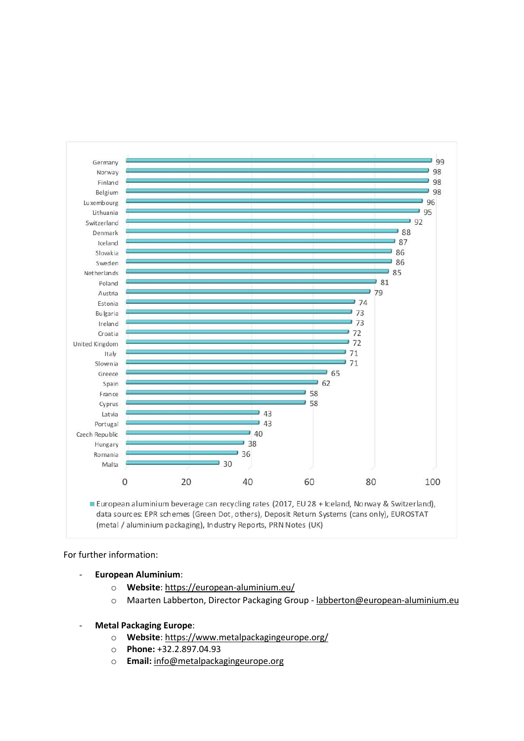Germany
Norway
Finland
Belgium
Luxembourg
Lithuania
Switzerland
Denmark
Iceland
Slovakia
Sweden
Netherlands
Poland
Austria
Estonia
Bulgaria
Ireland
Croatia
United Kingdom
Italy
Slovenia
Greece
Spain
France
Cyprus
Latvia
Portugal
Czech Republic
Hungary
Romania
Malta

99
98
98
98
96
95
92
88
87
86
86
85
81
79
74
73
73
72
72
71
71
65
62
58
58
43
43
40
38
36
30

0 20 40 60 80 100

European aluminium beverage can recycling rates (2017, EU 28 + Iceland, Norway & Switzerland), data sources: EPR schemes (Green Dot, others), Deposit Return Systems (cans only), EUROSTAT (metal / aluminium packaging), Industry Reports, PRN Notes (UK)

For further information:

- **European Aluminium**:
  - **Website**: https://european-aluminium.eu/
  - Maarten Labberton, Director Packaging Group - labberton@european-aluminium.eu

- **Metal Packaging Europe**:
  - **Website**: https://www.metalpackagingeurope.org/
  - **Phone:** +32.2.897.04.93
  - **Email:** info@metalpackagingeurope.org